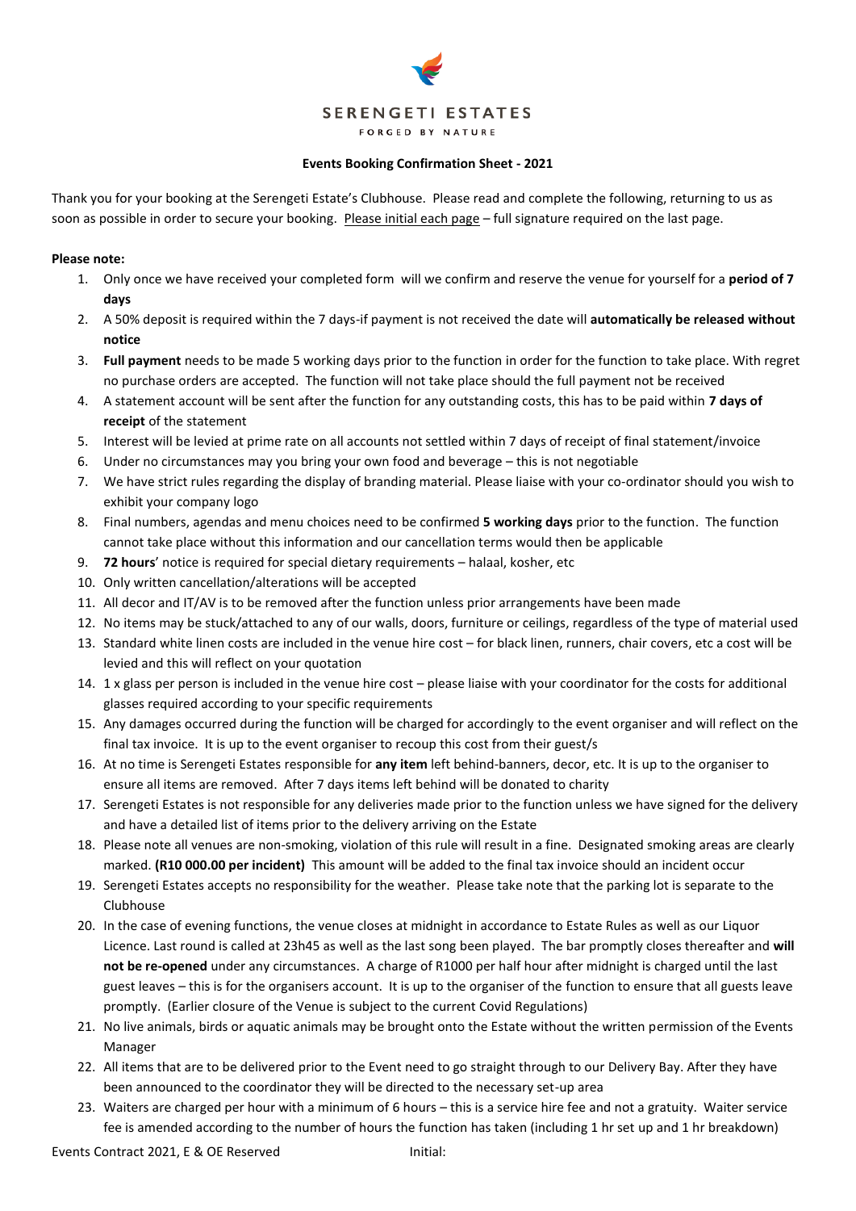SERENGETI ESTATES

FORGED BY NATURE

**Events Booking Confirmation Sheet - 2021**

Thank you for your booking at the Serengeti Estate's Clubhouse. Please read and complete the following, returning to us as soon as possible in order to secure your booking. Please initial each page – full signature required on the last page.

**Please note:**

1. Only once we have received your completed form will we confirm and reserve the venue for yourself for a **period of 7 days**
2. A 50% deposit is required within the 7 days-if payment is not received the date will **automatically be released without notice**
3. **Full payment** needs to be made 5 working days prior to the function in order for the function to take place. With regret no purchase orders are accepted. The function will not take place should the full payment not be received
4. A statement account will be sent after the function for any outstanding costs, this has to be paid within **7 days of receipt** of the statement
5. Interest will be levied at prime rate on all accounts not settled within 7 days of receipt of final statement/invoice
6. Under no circumstances may you bring your own food and beverage – this is not negotiable
7. We have strict rules regarding the display of branding material. Please liaise with your co-ordinator should you wish to exhibit your company logo
8. Final numbers, agendas and menu choices need to be confirmed **5 working days** prior to the function. The function cannot take place without this information and our cancellation terms would then be applicable
9. **72 hours**' notice is required for special dietary requirements – halaal, kosher, etc
10. Only written cancellation/alterations will be accepted
11. All decor and IT/AV is to be removed after the function unless prior arrangements have been made
12. No items may be stuck/attached to any of our walls, doors, furniture or ceilings, regardless of the type of material used
13. Standard white linen costs are included in the venue hire cost – for black linen, runners, chair covers, etc a cost will be levied and this will reflect on your quotation
14. 1 x glass per person is included in the venue hire cost – please liaise with your coordinator for the costs for additional glasses required according to your specific requirements
15. Any damages occurred during the function will be charged for accordingly to the event organiser and will reflect on the final tax invoice. It is up to the event organiser to recoup this cost from their guest/s
16. At no time is Serengeti Estates responsible for **any item** left behind-banners, decor, etc. It is up to the organiser to ensure all items are removed. After 7 days items left behind will be donated to charity
17. Serengeti Estates is not responsible for any deliveries made prior to the function unless we have signed for the delivery and have a detailed list of items prior to the delivery arriving on the Estate
18. Please note all venues are non-smoking, violation of this rule will result in a fine. Designated smoking areas are clearly marked. **(R10 000.00 per incident)** This amount will be added to the final tax invoice should an incident occur
19. Serengeti Estates accepts no responsibility for the weather. Please take note that the parking lot is separate to the Clubhouse
20. In the case of evening functions, the venue closes at midnight in accordance to Estate Rules as well as our Liquor Licence. Last round is called at 23h45 as well as the last song been played. The bar promptly closes thereafter and **will not be re-opened** under any circumstances. A charge of R1000 per half hour after midnight is charged until the last guest leaves – this is for the organisers account. It is up to the organiser of the function to ensure that all guests leave promptly. (Earlier closure of the Venue is subject to the current Covid Regulations)
21. No live animals, birds or aquatic animals may be brought onto the Estate without the written permission of the Events Manager
22. All items that are to be delivered prior to the Event need to go straight through to our Delivery Bay. After they have been announced to the coordinator they will be directed to the necessary set-up area
23. Waiters are charged per hour with a minimum of 6 hours – this is a service hire fee and not a gratuity. Waiter service fee is amended according to the number of hours the function has taken (including 1 hr set up and 1 hr breakdown)

Events Contract 2021, E & OE Reserved Initial: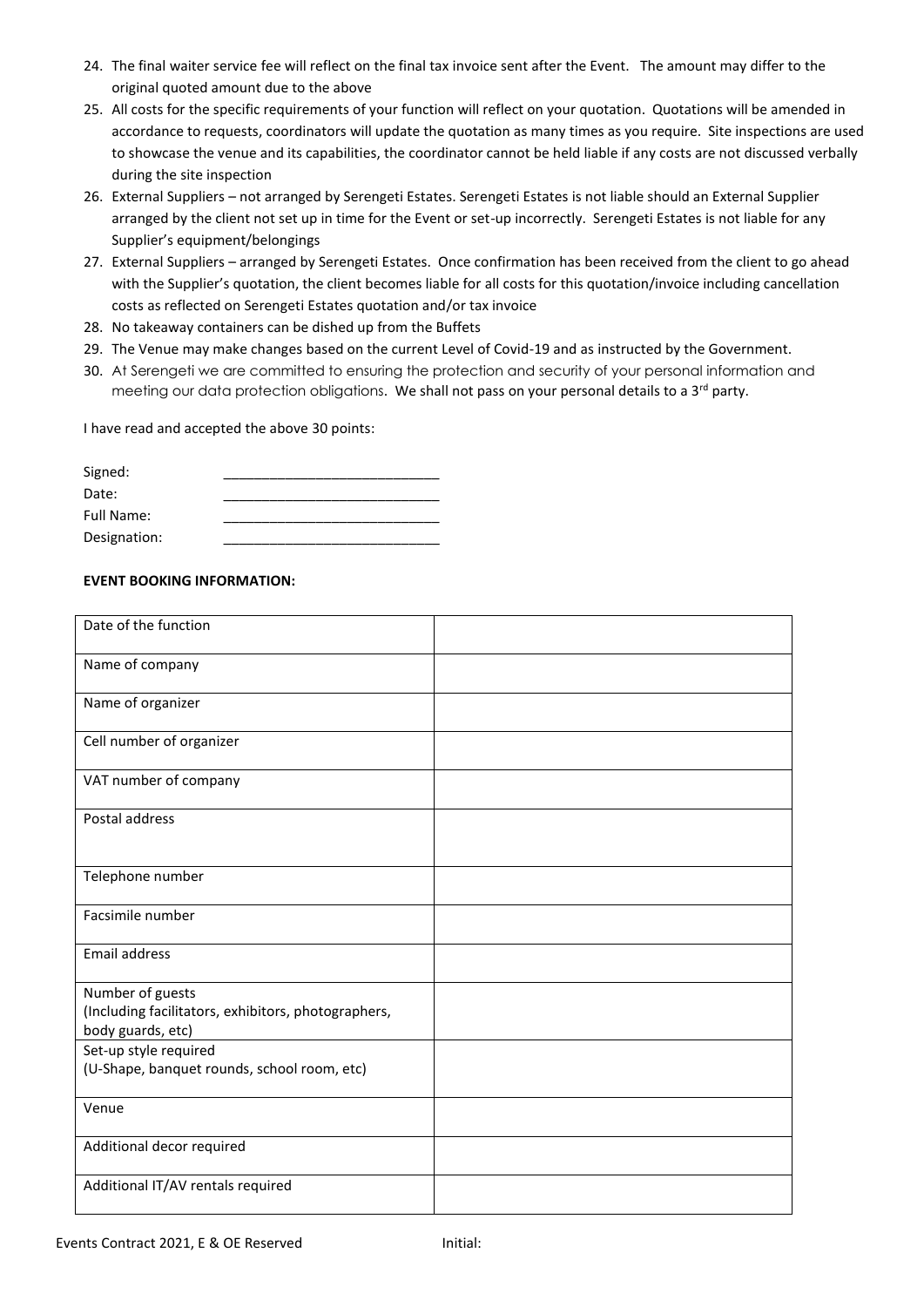24. The final waiter service fee will reflect on the final tax invoice sent after the Event. The amount may differ to the original quoted amount due to the above
25. All costs for the specific requirements of your function will reflect on your quotation. Quotations will be amended in accordance to requests, coordinators will update the quotation as many times as you require. Site inspections are used to showcase the venue and its capabilities, the coordinator cannot be held liable if any costs are not discussed verbally during the site inspection
26. External Suppliers – not arranged by Serengeti Estates. Serengeti Estates is not liable should an External Supplier arranged by the client not set up in time for the Event or set-up incorrectly. Serengeti Estates is not liable for any Supplier's equipment/belongings
27. External Suppliers – arranged by Serengeti Estates. Once confirmation has been received from the client to go ahead with the Supplier's quotation, the client becomes liable for all costs for this quotation/invoice including cancellation costs as reflected on Serengeti Estates quotation and/or tax invoice
28. No takeaway containers can be dished up from the Buffets
29. The Venue may make changes based on the current Level of Covid-19 and as instructed by the Government.
30. At Serengeti we are committed to ensuring the protection and security of your personal information and meeting our data protection obligations. We shall not pass on your personal details to a 3rd party.

I have read and accepted the above 30 points:

Signed: ____________________________

Date: ____________________________

Full Name: ____________________________

Designation: ____________________________

**EVENT BOOKING INFORMATION:**

| | |
|---|---|
| Date of the function | |
| Name of company | |
| Name of organizer | |
| Cell number of organizer | |
| VAT number of company | |
| Postal address | |
| Telephone number | |
| Facsimile number | |
| Email address | |
| Number of guests (Including facilitators, exhibitors, photographers, body guards, etc) | |
| Set-up style required (U-Shape, banquet rounds, school room, etc) | |
| Venue | |
| Additional decor required | |
| Additional IT/AV rentals required | |

Events Contract 2021, E & OE Reserved Initial: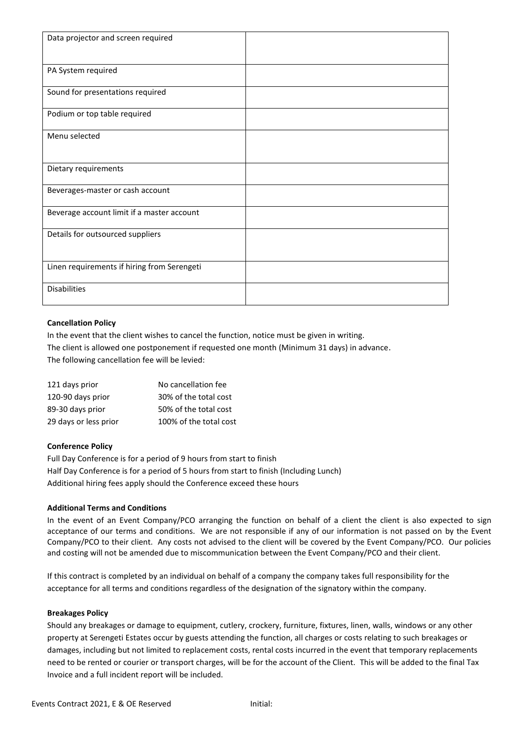| Data projector and screen required | |
|---|---|
| PA System required | |
| Sound for presentations required | |
| Podium or top table required | |
| Menu selected | |
| Dietary requirements | |
| Beverages-master or cash account | |
| Beverage account limit if a master account | |
| Details for outsourced suppliers | |
| Linen requirements if hiring from Serengeti | |
| Disabilities | |

**Cancellation Policy**

In the event that the client wishes to cancel the function, notice must be given in writing.
The client is allowed one postponement if requested one month (Minimum 31 days) in advance.
The following cancellation fee will be levied:

| | |
|---|---|
| 121 days prior | No cancellation fee |
| 120-90 days prior | 30% of the total cost |
| 89-30 days prior | 50% of the total cost |
| 29 days or less prior | 100% of the total cost |

**Conference Policy**

Full Day Conference is for a period of 9 hours from start to finish
Half Day Conference is for a period of 5 hours from start to finish (Including Lunch)
Additional hiring fees apply should the Conference exceed these hours

**Additional Terms and Conditions**

In the event of an Event Company/PCO arranging the function on behalf of a client the client is also expected to sign acceptance of our terms and conditions. We are not responsible if any of our information is not passed on by the Event Company/PCO to their client. Any costs not advised to the client will be covered by the Event Company/PCO. Our policies and costing will not be amended due to miscommunication between the Event Company/PCO and their client.

If this contract is completed by an individual on behalf of a company the company takes full responsibility for the acceptance for all terms and conditions regardless of the designation of the signatory within the company.

**Breakages Policy**

Should any breakages or damage to equipment, cutlery, crockery, furniture, fixtures, linen, walls, windows or any other property at Serengeti Estates occur by guests attending the function, all charges or costs relating to such breakages or damages, including but not limited to replacement costs, rental costs incurred in the event that temporary replacements need to be rented or courier or transport charges, will be for the account of the Client. This will be added to the final Tax Invoice and a full incident report will be included.

Events Contract 2021, E & OE Reserved Initial: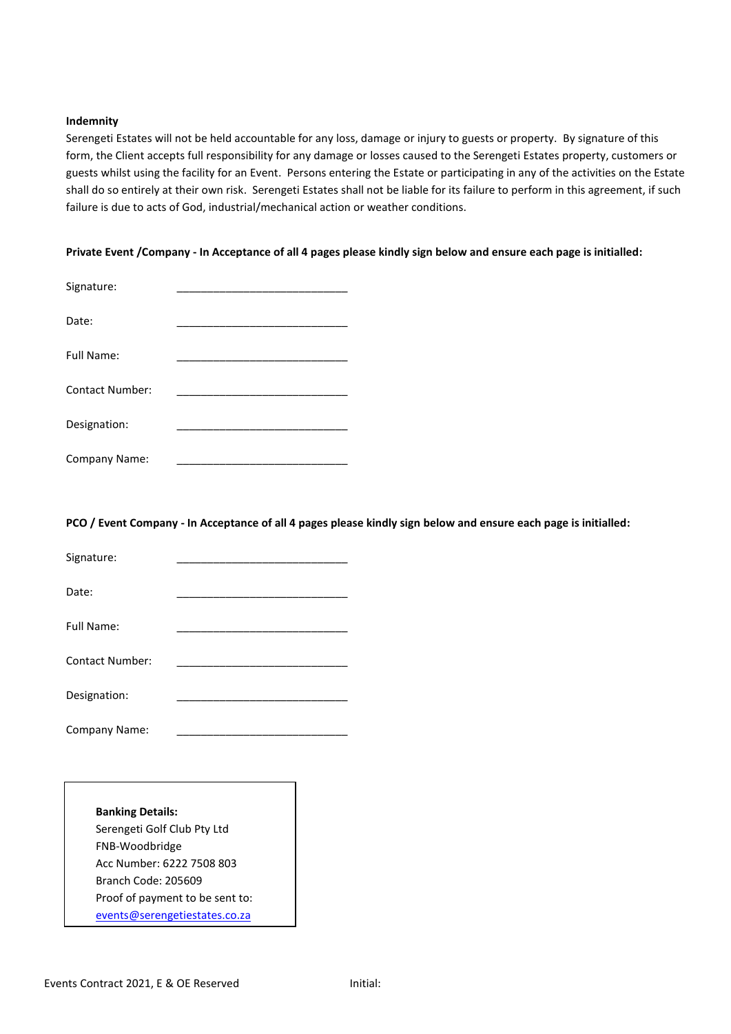**Indemnity**

Serengeti Estates will not be held accountable for any loss, damage or injury to guests or property. By signature of this form, the Client accepts full responsibility for any damage or losses caused to the Serengeti Estates property, customers or guests whilst using the facility for an Event. Persons entering the Estate or participating in any of the activities on the Estate shall do so entirely at their own risk. Serengeti Estates shall not be liable for its failure to perform in this agreement, if such failure is due to acts of God, industrial/mechanical action or weather conditions.

**Private Event /Company - In Acceptance of all 4 pages please kindly sign below and ensure each page is initialled:**

Signature: ____________________________

Date: ____________________________

Full Name: ____________________________

Contact Number: ____________________________

Designation: ____________________________

Company Name: ____________________________

**PCO / Event Company - In Acceptance of all 4 pages please kindly sign below and ensure each page is initialled:**

Signature: ____________________________

Date: ____________________________

Full Name: ____________________________

Contact Number: ____________________________

Designation: ____________________________

Company Name: ____________________________

**Banking Details:**
Serengeti Golf Club Pty Ltd
FNB-Woodbridge
Acc Number: 6222 7508 803
Branch Code: 205609
Proof of payment to be sent to:
events@serengetiestates.co.za

Events Contract 2021, E & OE Reserved

Initial: